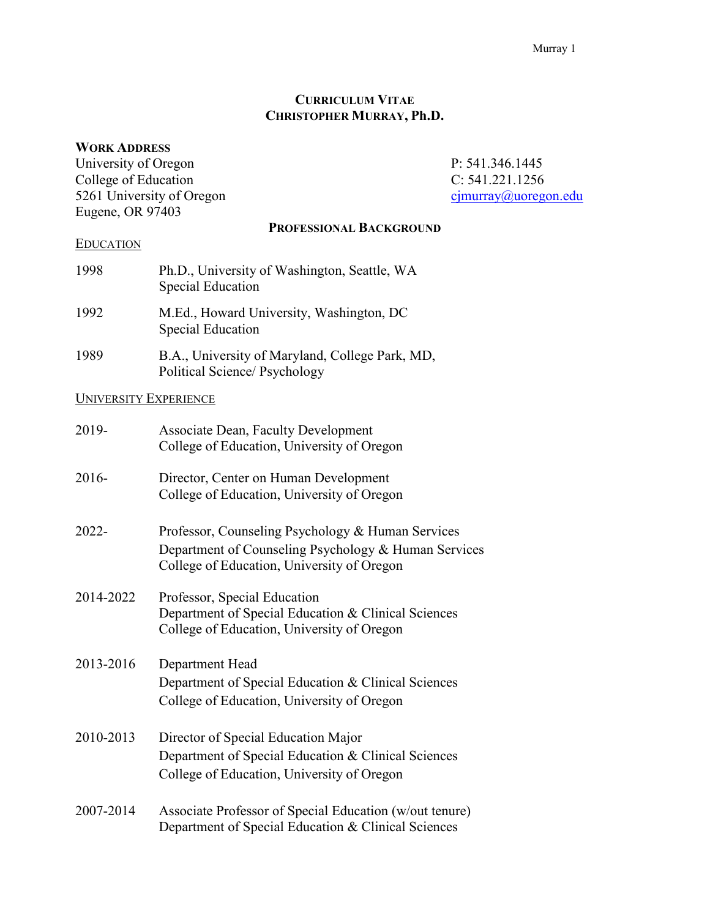# Curriculum Vitae
# Christopher Murray, Ph.D.

**Work Address**

University of Oregon
College of Education
5261 University of Oregon
Eugene, OR 97403

P: 541.346.1445
C: 541.221.1256
cjmurray@uoregon.edu

## Professional Background

### Education

| | |
|---|---|
| 1998 | Ph.D., University of Washington, Seattle, WA<br>Special Education |
| 1992 | M.Ed., Howard University, Washington, DC<br>Special Education |
| 1989 | B.A., University of Maryland, College Park, MD,<br>Political Science/ Psychology |

### University Experience

| | |
|---|---|
| 2019- | Associate Dean, Faculty Development<br>College of Education, University of Oregon |
| 2016- | Director, Center on Human Development<br>College of Education, University of Oregon |
| 2022- | Professor, Counseling Psychology & Human Services<br>Department of Counseling Psychology & Human Services<br>College of Education, University of Oregon |
| 2014-2022 | Professor, Special Education<br>Department of Special Education & Clinical Sciences<br>College of Education, University of Oregon |
| 2013-2016 | Department Head<br>Department of Special Education & Clinical Sciences<br>College of Education, University of Oregon |
| 2010-2013 | Director of Special Education Major<br>Department of Special Education & Clinical Sciences<br>College of Education, University of Oregon |
| 2007-2014 | Associate Professor of Special Education (w/out tenure)<br>Department of Special Education & Clinical Sciences |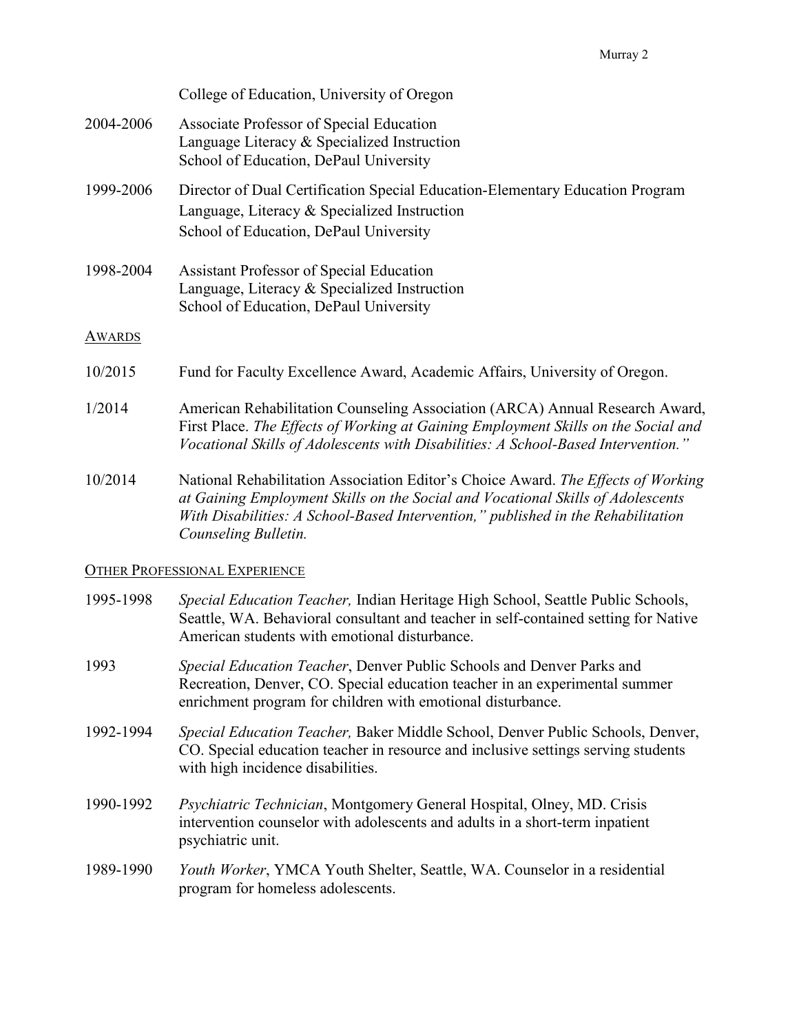College of Education, University of Oregon

2004-2006 Associate Professor of Special Education
Language Literacy & Specialized Instruction
School of Education, DePaul University

1999-2006 Director of Dual Certification Special Education-Elementary Education Program
Language, Literacy & Specialized Instruction
School of Education, DePaul University

1998-2004 Assistant Professor of Special Education
Language, Literacy & Specialized Instruction
School of Education, DePaul University

## AWARDS

10/2015 Fund for Faculty Excellence Award, Academic Affairs, University of Oregon.

1/2014 American Rehabilitation Counseling Association (ARCA) Annual Research Award, First Place. *The Effects of Working at Gaining Employment Skills on the Social and Vocational Skills of Adolescents with Disabilities: A School-Based Intervention."*

10/2014 National Rehabilitation Association Editor's Choice Award. *The Effects of Working at Gaining Employment Skills on the Social and Vocational Skills of Adolescents With Disabilities: A School-Based Intervention," published in the Rehabilitation Counseling Bulletin.*

## OTHER PROFESSIONAL EXPERIENCE

1995-1998 *Special Education Teacher,* Indian Heritage High School, Seattle Public Schools, Seattle, WA. Behavioral consultant and teacher in self-contained setting for Native American students with emotional disturbance.

1993 *Special Education Teacher*, Denver Public Schools and Denver Parks and Recreation, Denver, CO. Special education teacher in an experimental summer enrichment program for children with emotional disturbance.

1992-1994 *Special Education Teacher,* Baker Middle School, Denver Public Schools, Denver, CO. Special education teacher in resource and inclusive settings serving students with high incidence disabilities.

1990-1992 *Psychiatric Technician*, Montgomery General Hospital, Olney, MD. Crisis intervention counselor with adolescents and adults in a short-term inpatient psychiatric unit.

1989-1990 *Youth Worker*, YMCA Youth Shelter, Seattle, WA. Counselor in a residential program for homeless adolescents.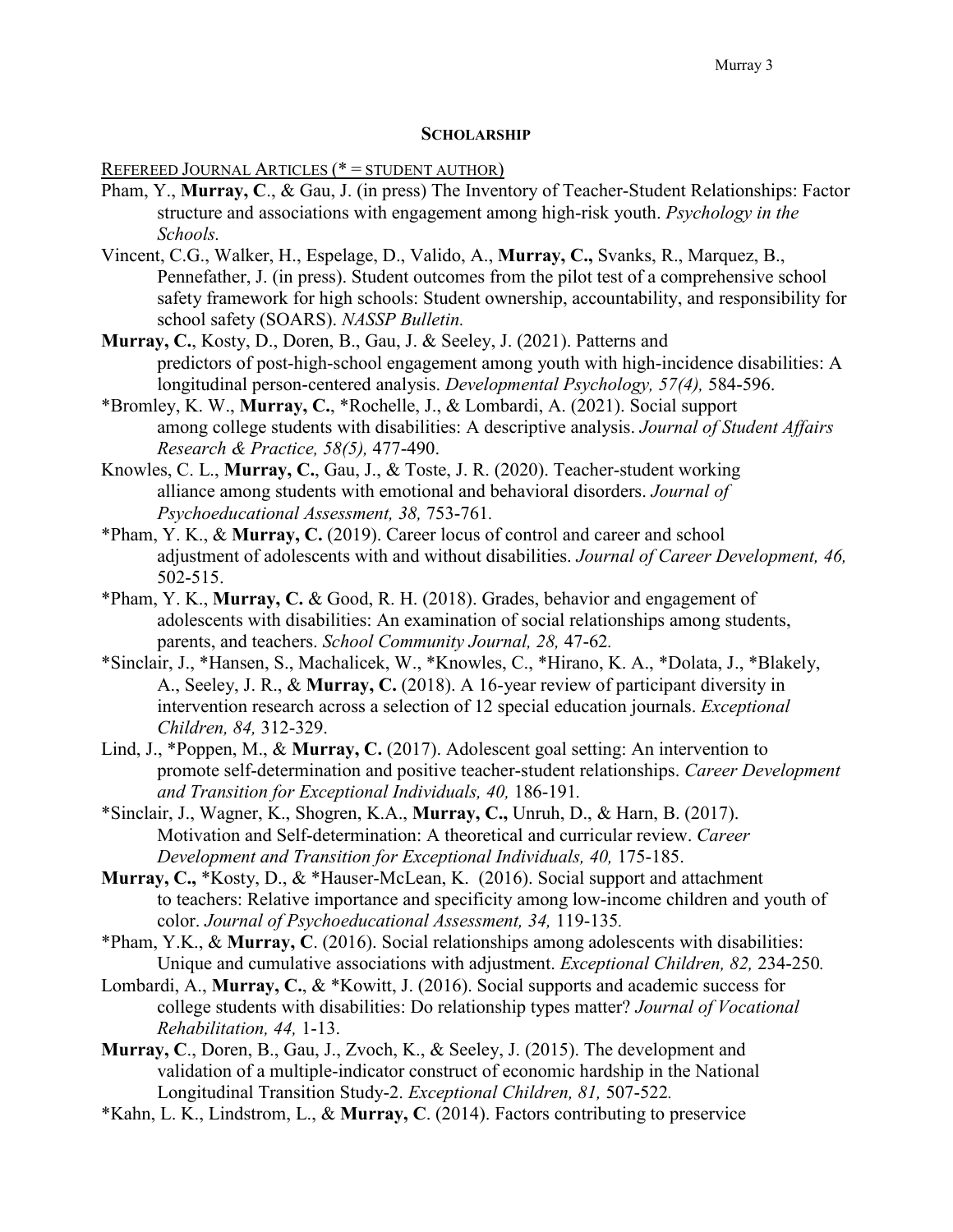## Scholarship

Refereed Journal Articles (* = student author)

Pham, Y., **Murray, C**., & Gau, J. (in press) The Inventory of Teacher-Student Relationships: Factor structure and associations with engagement among high-risk youth. *Psychology in the Schools.*

Vincent, C.G., Walker, H., Espelage, D., Valido, A., **Murray, C.,** Svanks, R., Marquez, B., Pennefather, J. (in press). Student outcomes from the pilot test of a comprehensive school safety framework for high schools: Student ownership, accountability, and responsibility for school safety (SOARS). *NASSP Bulletin.*

**Murray, C.**, Kosty, D., Doren, B., Gau, J. & Seeley, J. (2021). Patterns and predictors of post-high-school engagement among youth with high-incidence disabilities: A longitudinal person-centered analysis. *Developmental Psychology, 57(4),* 584-596.

*Bromley, K. W., **Murray, C.**, *Rochelle, J., & Lombardi, A. (2021). Social support among college students with disabilities: A descriptive analysis. *Journal of Student Affairs Research & Practice, 58(5),* 477-490.

Knowles, C. L., **Murray, C.**, Gau, J., & Toste, J. R. (2020). Teacher-student working alliance among students with emotional and behavioral disorders. *Journal of Psychoeducational Assessment, 38,* 753-761.

*Pham, Y. K., & **Murray, C.** (2019). Career locus of control and career and school adjustment of adolescents with and without disabilities. *Journal of Career Development, 46,* 502-515.

*Pham, Y. K., **Murray, C.** & Good, R. H. (2018). Grades, behavior and engagement of adolescents with disabilities: An examination of social relationships among students, parents, and teachers. *School Community Journal, 28,* 47-62.

*Sinclair, J., *Hansen, S., Machalicek, W., *Knowles, C., *Hirano, K. A., *Dolata, J., *Blakely, A., Seeley, J. R., & **Murray, C.** (2018). A 16-year review of participant diversity in intervention research across a selection of 12 special education journals. *Exceptional Children, 84,* 312-329.

Lind, J., *Poppen, M., & **Murray, C.** (2017). Adolescent goal setting: An intervention to promote self-determination and positive teacher-student relationships. *Career Development and Transition for Exceptional Individuals, 40,* 186-191.

*Sinclair, J., Wagner, K., Shogren, K.A., **Murray, C.,** Unruh, D., & Harn, B. (2017). Motivation and Self-determination: A theoretical and curricular review. *Career Development and Transition for Exceptional Individuals, 40,* 175-185.

**Murray, C.,** *Kosty, D., & *Hauser-McLean, K. (2016). Social support and attachment to teachers: Relative importance and specificity among low-income children and youth of color. *Journal of Psychoeducational Assessment, 34,* 119-135.

*Pham, Y.K., & **Murray, C**. (2016). Social relationships among adolescents with disabilities: Unique and cumulative associations with adjustment. *Exceptional Children, 82,* 234-250.

Lombardi, A., **Murray, C.**, & *Kowitt, J. (2016). Social supports and academic success for college students with disabilities: Do relationship types matter? *Journal of Vocational Rehabilitation, 44,* 1-13.

**Murray, C**., Doren, B., Gau, J., Zvoch, K., & Seeley, J. (2015). The development and validation of a multiple-indicator construct of economic hardship in the National Longitudinal Transition Study-2. *Exceptional Children, 81,* 507-522.

*Kahn, L. K., Lindstrom, L., & **Murray, C**. (2014). Factors contributing to preservice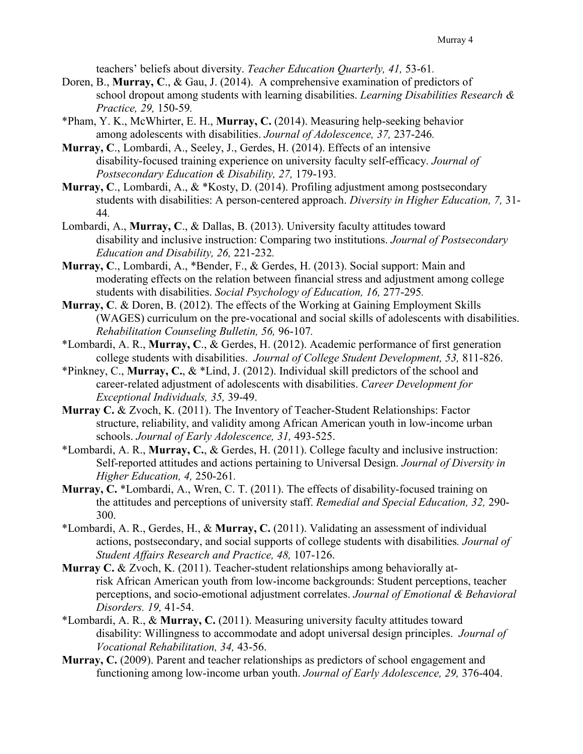teachers' beliefs about diversity. *Teacher Education Quarterly, 41,* 53-61.

Doren, B., **Murray, C**., & Gau, J. (2014). A comprehensive examination of predictors of school dropout among students with learning disabilities. *Learning Disabilities Research & Practice, 29,* 150-59.

*Pham, Y. K., McWhirter, E. H., **Murray, C.** (2014). Measuring help-seeking behavior among adolescents with disabilities. *Journal of Adolescence, 37,* 237-246.

**Murray, C**., Lombardi, A., Seeley, J., Gerdes, H. (2014). Effects of an intensive disability-focused training experience on university faculty self-efficacy. *Journal of Postsecondary Education & Disability, 27,* 179-193.

**Murray, C**., Lombardi, A., & *Kosty, D. (2014). Profiling adjustment among postsecondary students with disabilities: A person-centered approach. *Diversity in Higher Education, 7,* 31-44.

Lombardi, A., **Murray, C**., & Dallas, B. (2013). University faculty attitudes toward disability and inclusive instruction: Comparing two institutions. *Journal of Postsecondary Education and Disability, 26,* 221-232.

**Murray, C**., Lombardi, A., *Bender, F., & Gerdes, H. (2013). Social support: Main and moderating effects on the relation between financial stress and adjustment among college students with disabilities. *Social Psychology of Education, 16,* 277-295.

**Murray, C**. & Doren, B. (2012). The effects of the Working at Gaining Employment Skills (WAGES) curriculum on the pre-vocational and social skills of adolescents with disabilities. *Rehabilitation Counseling Bulletin, 56,* 96-107.

*Lombardi, A. R., **Murray, C**., & Gerdes, H. (2012). Academic performance of first generation college students with disabilities. *Journal of College Student Development, 53,* 811-826.

*Pinkney, C., **Murray, C.**, & *Lind, J. (2012). Individual skill predictors of the school and career-related adjustment of adolescents with disabilities. *Career Development for Exceptional Individuals, 35,* 39-49.

**Murray C.** & Zvoch, K. (2011). The Inventory of Teacher-Student Relationships: Factor structure, reliability, and validity among African American youth in low-income urban schools. *Journal of Early Adolescence, 31,* 493-525.

*Lombardi, A. R., **Murray, C.**, & Gerdes, H. (2011). College faculty and inclusive instruction: Self-reported attitudes and actions pertaining to Universal Design. *Journal of Diversity in Higher Education, 4,* 250-261.

**Murray, C.** *Lombardi, A., Wren, C. T. (2011). The effects of disability-focused training on the attitudes and perceptions of university staff. *Remedial and Special Education, 32,* 290-300.

*Lombardi, A. R., Gerdes, H., & **Murray, C.** (2011). Validating an assessment of individual actions, postsecondary, and social supports of college students with disabilities. *Journal of Student Affairs Research and Practice, 48,* 107-126.

**Murray C.** & Zvoch, K. (2011). Teacher-student relationships among behaviorally at-risk African American youth from low-income backgrounds: Student perceptions, teacher perceptions, and socio-emotional adjustment correlates. *Journal of Emotional & Behavioral Disorders. 19,* 41-54.

*Lombardi, A. R., & **Murray, C.** (2011). Measuring university faculty attitudes toward disability: Willingness to accommodate and adopt universal design principles. *Journal of Vocational Rehabilitation, 34,* 43-56.

**Murray, C.** (2009). Parent and teacher relationships as predictors of school engagement and functioning among low-income urban youth. *Journal of Early Adolescence, 29,* 376-404.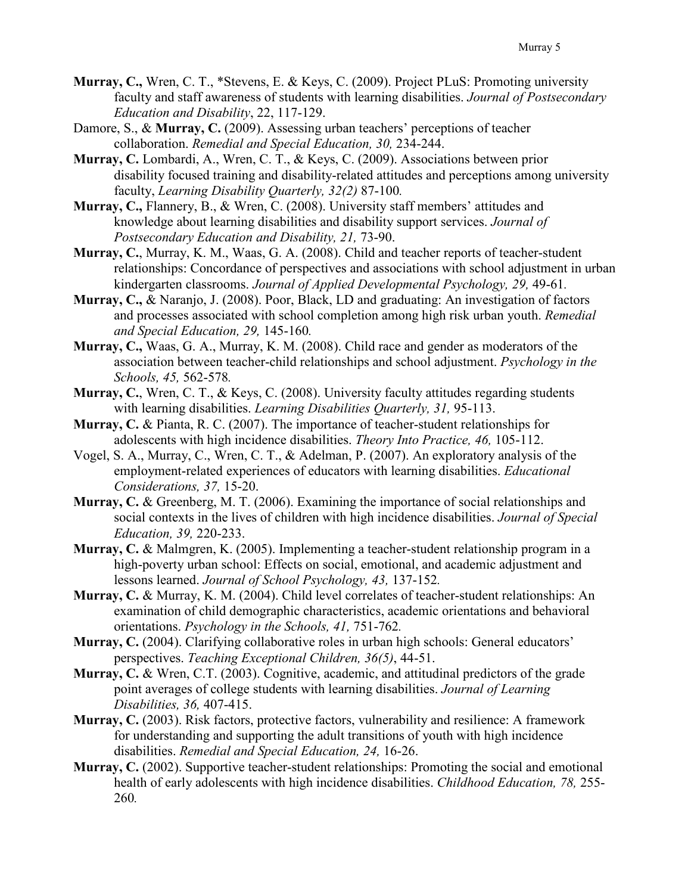**Murray, C.,** Wren, C. T., *Stevens, E. & Keys, C. (2009). Project PLuS: Promoting university faculty and staff awareness of students with learning disabilities. *Journal of Postsecondary Education and Disability*, 22, 117-129.

Damore, S., & **Murray, C.** (2009). Assessing urban teachers' perceptions of teacher collaboration. *Remedial and Special Education, 30,* 234-244.

**Murray, C.** Lombardi, A., Wren, C. T., & Keys, C. (2009). Associations between prior disability focused training and disability-related attitudes and perceptions among university faculty, *Learning Disability Quarterly, 32(2)* 87-100*.*

**Murray, C.,** Flannery, B., & Wren, C. (2008). University staff members' attitudes and knowledge about learning disabilities and disability support services. *Journal of Postsecondary Education and Disability, 21,* 73-90.

**Murray, C.**, Murray, K. M., Waas, G. A. (2008). Child and teacher reports of teacher-student relationships: Concordance of perspectives and associations with school adjustment in urban kindergarten classrooms. *Journal of Applied Developmental Psychology, 29,* 49-61*.*

**Murray, C.,** & Naranjo, J. (2008). Poor, Black, LD and graduating: An investigation of factors and processes associated with school completion among high risk urban youth. *Remedial and Special Education, 29,* 145-160*.*

**Murray, C.,** Waas, G. A., Murray, K. M. (2008). Child race and gender as moderators of the association between teacher-child relationships and school adjustment. *Psychology in the Schools, 45,* 562-578*.*

**Murray, C.**, Wren, C. T., & Keys, C. (2008). University faculty attitudes regarding students with learning disabilities. *Learning Disabilities Quarterly, 31,* 95-113.

**Murray, C.** & Pianta, R. C. (2007). The importance of teacher-student relationships for adolescents with high incidence disabilities. *Theory Into Practice, 46,* 105-112.

Vogel, S. A., Murray, C., Wren, C. T., & Adelman, P. (2007). An exploratory analysis of the employment-related experiences of educators with learning disabilities. *Educational Considerations, 37,* 15-20.

**Murray, C.** & Greenberg, M. T. (2006). Examining the importance of social relationships and social contexts in the lives of children with high incidence disabilities. *Journal of Special Education, 39,* 220-233.

**Murray, C.** & Malmgren, K. (2005). Implementing a teacher-student relationship program in a high-poverty urban school: Effects on social, emotional, and academic adjustment and lessons learned. *Journal of School Psychology, 43,* 137-152*.*

**Murray, C.** & Murray, K. M. (2004). Child level correlates of teacher-student relationships: An examination of child demographic characteristics, academic orientations and behavioral orientations. *Psychology in the Schools, 41,* 751-762*.*

**Murray, C.** (2004). Clarifying collaborative roles in urban high schools: General educators' perspectives. *Teaching Exceptional Children, 36(5)*, 44-51.

**Murray, C.** & Wren, C.T. (2003). Cognitive, academic, and attitudinal predictors of the grade point averages of college students with learning disabilities. *Journal of Learning Disabilities, 36,* 407-415.

**Murray, C.** (2003). Risk factors, protective factors, vulnerability and resilience: A framework for understanding and supporting the adult transitions of youth with high incidence disabilities. *Remedial and Special Education, 24,* 16-26.

**Murray, C.** (2002). Supportive teacher-student relationships: Promoting the social and emotional health of early adolescents with high incidence disabilities. *Childhood Education, 78,* 255-260*.*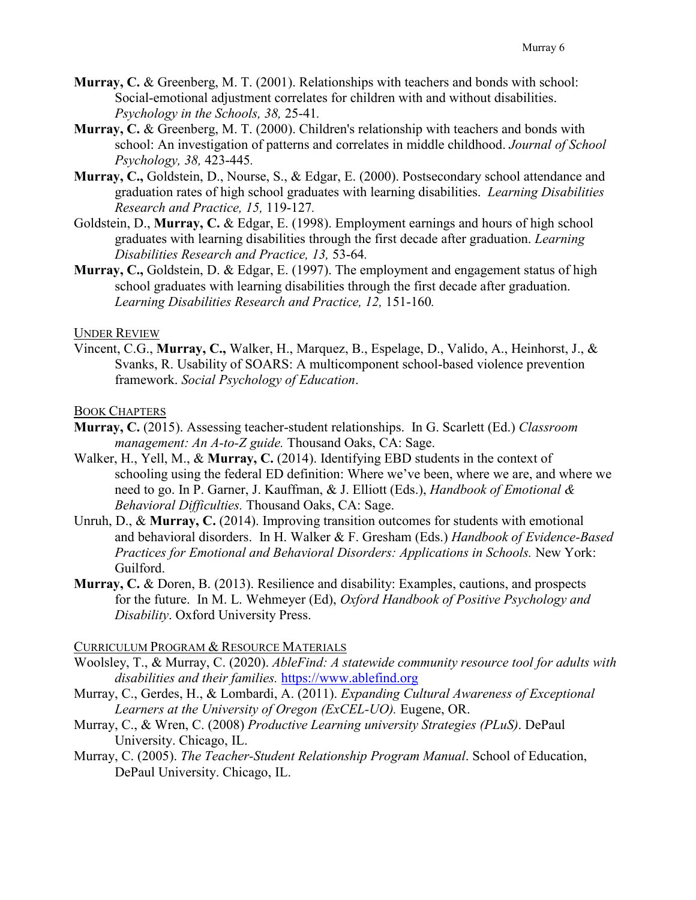**Murray, C.** & Greenberg, M. T. (2001). Relationships with teachers and bonds with school: Social-emotional adjustment correlates for children with and without disabilities. *Psychology in the Schools, 38,* 25-41.

**Murray, C.** & Greenberg, M. T. (2000). Children's relationship with teachers and bonds with school: An investigation of patterns and correlates in middle childhood. *Journal of School Psychology, 38,* 423-445.

**Murray, C.,** Goldstein, D., Nourse, S., & Edgar, E. (2000). Postsecondary school attendance and graduation rates of high school graduates with learning disabilities. *Learning Disabilities Research and Practice, 15,* 119-127.

Goldstein, D., **Murray, C.** & Edgar, E. (1998). Employment earnings and hours of high school graduates with learning disabilities through the first decade after graduation. *Learning Disabilities Research and Practice, 13,* 53-64.

**Murray, C.,** Goldstein, D. & Edgar, E. (1997). The employment and engagement status of high school graduates with learning disabilities through the first decade after graduation. *Learning Disabilities Research and Practice, 12,* 151-160.

## Under Review

Vincent, C.G., **Murray, C.,** Walker, H., Marquez, B., Espelage, D., Valido, A., Heinhorst, J., & Svanks, R. Usability of SOARS: A multicomponent school-based violence prevention framework. *Social Psychology of Education*.

## Book Chapters

**Murray, C.** (2015). Assessing teacher-student relationships. In G. Scarlett (Ed.) *Classroom management: An A-to-Z guide.* Thousand Oaks, CA: Sage.

Walker, H., Yell, M., & **Murray, C.** (2014). Identifying EBD students in the context of schooling using the federal ED definition: Where we've been, where we are, and where we need to go. In P. Garner, J. Kauffman, & J. Elliott (Eds.), *Handbook of Emotional & Behavioral Difficulties.* Thousand Oaks, CA: Sage.

Unruh, D., & **Murray, C.** (2014). Improving transition outcomes for students with emotional and behavioral disorders. In H. Walker & F. Gresham (Eds.) *Handbook of Evidence-Based Practices for Emotional and Behavioral Disorders: Applications in Schools.* New York: Guilford.

**Murray, C.** & Doren, B. (2013). Resilience and disability: Examples, cautions, and prospects for the future. In M. L. Wehmeyer (Ed), *Oxford Handbook of Positive Psychology and Disability*. Oxford University Press.

## Curriculum Program & Resource Materials

Woolsley, T., & Murray, C. (2020). *AbleFind: A statewide community resource tool for adults with disabilities and their families.* https://www.ablefind.org

Murray, C., Gerdes, H., & Lombardi, A. (2011). *Expanding Cultural Awareness of Exceptional Learners at the University of Oregon (ExCEL-UO).* Eugene, OR.

Murray, C., & Wren, C. (2008) *Productive Learning university Strategies (PLuS)*. DePaul University. Chicago, IL.

Murray, C. (2005). *The Teacher-Student Relationship Program Manual*. School of Education, DePaul University. Chicago, IL.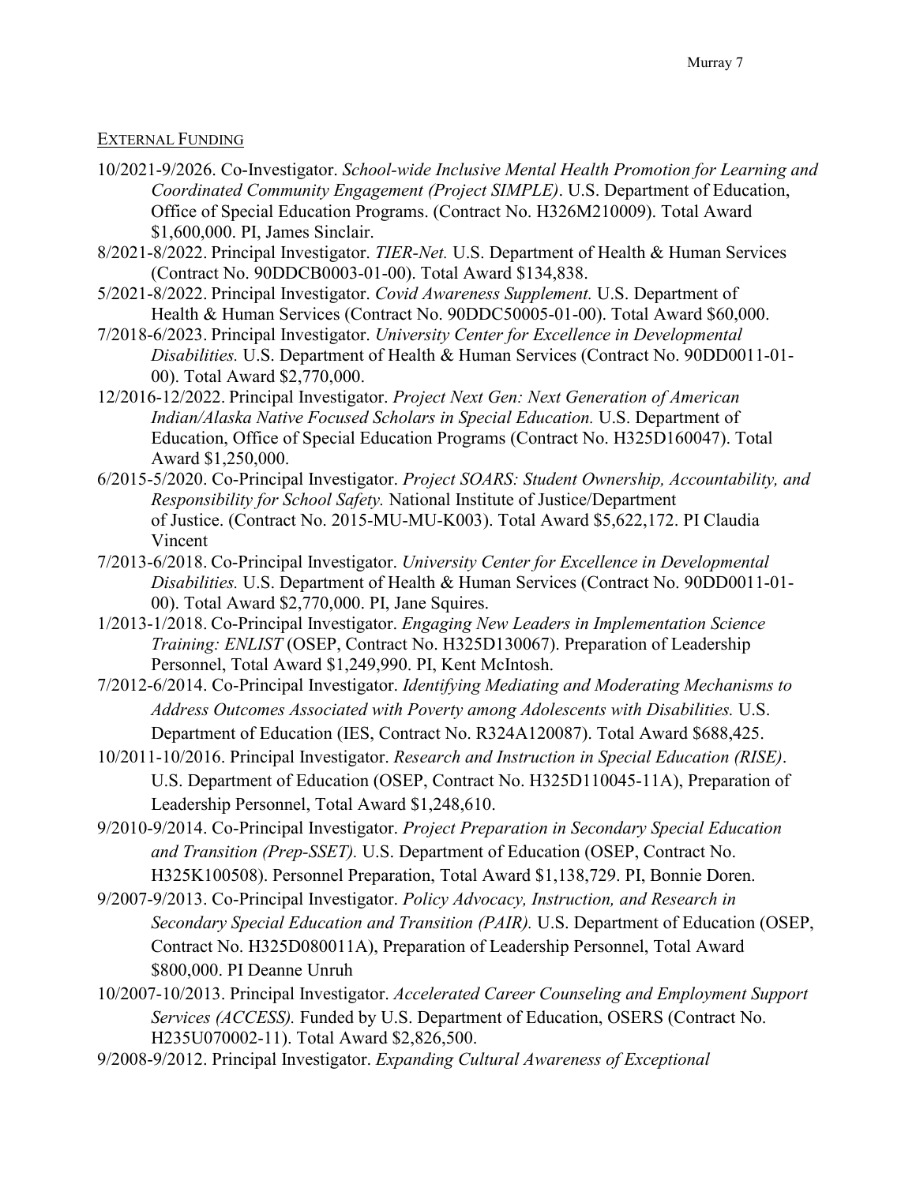EXTERNAL FUNDING

10/2021-9/2026. Co-Investigator. *School-wide Inclusive Mental Health Promotion for Learning and Coordinated Community Engagement (Project SIMPLE)*. U.S. Department of Education, Office of Special Education Programs. (Contract No. H326M210009). Total Award $1,600,000. PI, James Sinclair.

8/2021-8/2022. Principal Investigator. *TIER-Net.* U.S. Department of Health & Human Services (Contract No. 90DDCB0003-01-00). Total Award $134,838.

5/2021-8/2022. Principal Investigator. *Covid Awareness Supplement.* U.S. Department of Health & Human Services (Contract No. 90DDC50005-01-00). Total Award $60,000.

7/2018-6/2023. Principal Investigator. *University Center for Excellence in Developmental Disabilities.* U.S. Department of Health & Human Services (Contract No. 90DD0011-01-00). Total Award $2,770,000.

12/2016-12/2022. Principal Investigator. *Project Next Gen: Next Generation of American Indian/Alaska Native Focused Scholars in Special Education.* U.S. Department of Education, Office of Special Education Programs (Contract No. H325D160047). Total Award $1,250,000.

6/2015-5/2020. Co-Principal Investigator. *Project SOARS: Student Ownership, Accountability, and Responsibility for School Safety.* National Institute of Justice/Department of Justice. (Contract No. 2015-MU-MU-K003). Total Award $5,622,172. PI Claudia Vincent

7/2013-6/2018. Co-Principal Investigator. *University Center for Excellence in Developmental Disabilities.* U.S. Department of Health & Human Services (Contract No. 90DD0011-01-00). Total Award $2,770,000. PI, Jane Squires.

1/2013-1/2018. Co-Principal Investigator. *Engaging New Leaders in Implementation Science Training: ENLIST* (OSEP, Contract No. H325D130067). Preparation of Leadership Personnel, Total Award $1,249,990. PI, Kent McIntosh.

7/2012-6/2014. Co-Principal Investigator. *Identifying Mediating and Moderating Mechanisms to Address Outcomes Associated with Poverty among Adolescents with Disabilities.* U.S. Department of Education (IES, Contract No. R324A120087). Total Award $688,425.

10/2011-10/2016. Principal Investigator. *Research and Instruction in Special Education (RISE)*. U.S. Department of Education (OSEP, Contract No. H325D110045-11A), Preparation of Leadership Personnel, Total Award $1,248,610.

9/2010-9/2014. Co-Principal Investigator. *Project Preparation in Secondary Special Education and Transition (Prep-SSET).* U.S. Department of Education (OSEP, Contract No. H325K100508). Personnel Preparation, Total Award $1,138,729. PI, Bonnie Doren.

9/2007-9/2013. Co-Principal Investigator. *Policy Advocacy, Instruction, and Research in Secondary Special Education and Transition (PAIR).* U.S. Department of Education (OSEP, Contract No. H325D080011A), Preparation of Leadership Personnel, Total Award $800,000. PI Deanne Unruh

10/2007-10/2013. Principal Investigator. *Accelerated Career Counseling and Employment Support Services (ACCESS).* Funded by U.S. Department of Education, OSERS (Contract No. H235U070002-11). Total Award $2,826,500.

9/2008-9/2012. Principal Investigator. *Expanding Cultural Awareness of Exceptional*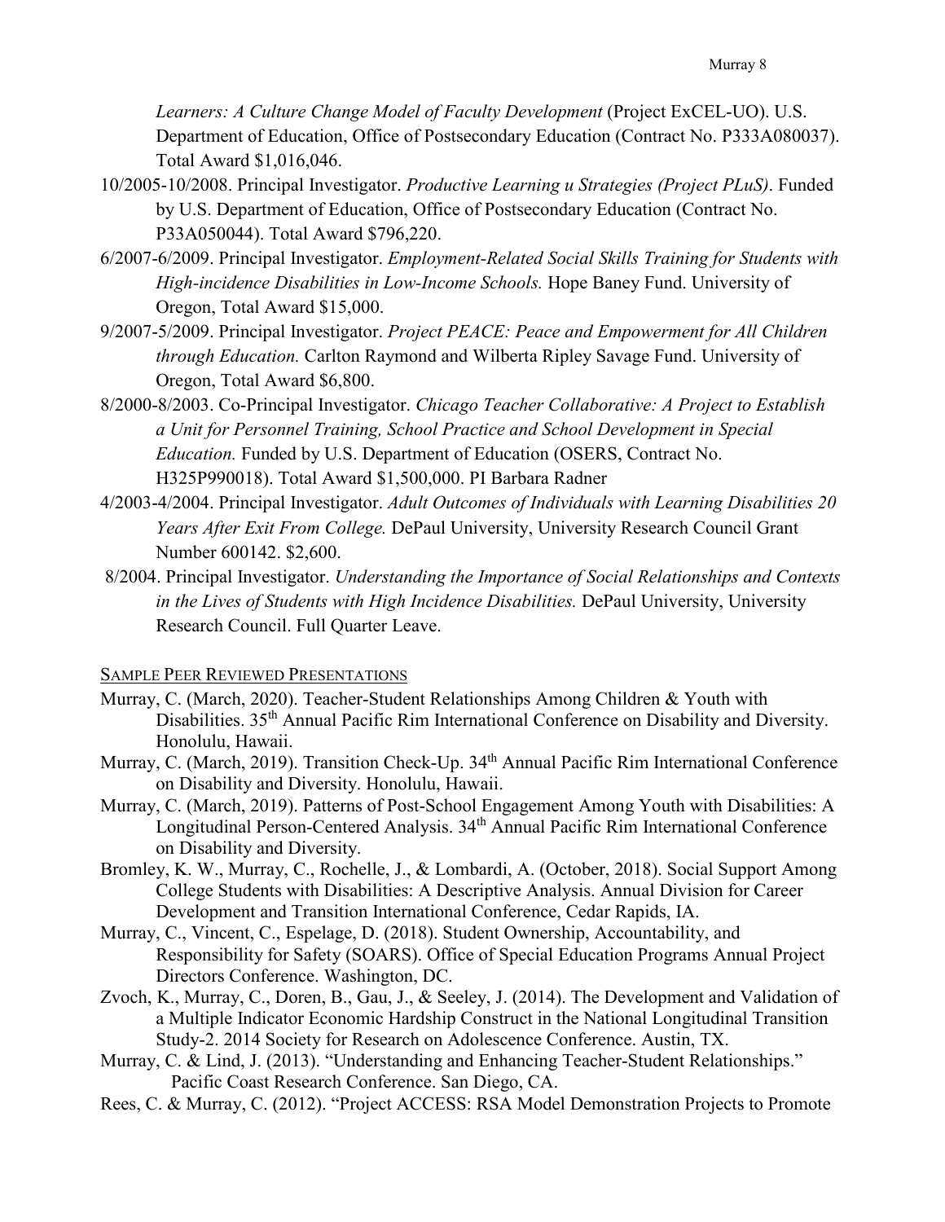*Learners: A Culture Change Model of Faculty Development* (Project ExCEL-UO). U.S. Department of Education, Office of Postsecondary Education (Contract No. P333A080037). Total Award $1,016,046.

10/2005-10/2008. Principal Investigator. *Productive Learning u Strategies (Project PLuS)*. Funded by U.S. Department of Education, Office of Postsecondary Education (Contract No. P33A050044). Total Award $796,220.

6/2007-6/2009. Principal Investigator. *Employment-Related Social Skills Training for Students with High-incidence Disabilities in Low-Income Schools.* Hope Baney Fund. University of Oregon, Total Award $15,000.

9/2007-5/2009. Principal Investigator. *Project PEACE: Peace and Empowerment for All Children through Education.* Carlton Raymond and Wilberta Ripley Savage Fund. University of Oregon, Total Award $6,800.

8/2000-8/2003. Co-Principal Investigator. *Chicago Teacher Collaborative: A Project to Establish a Unit for Personnel Training, School Practice and School Development in Special Education.* Funded by U.S. Department of Education (OSERS, Contract No. H325P990018). Total Award $1,500,000. PI Barbara Radner

4/2003-4/2004. Principal Investigator. *Adult Outcomes of Individuals with Learning Disabilities 20 Years After Exit From College.* DePaul University, University Research Council Grant Number 600142. $2,600.

8/2004. Principal Investigator. *Understanding the Importance of Social Relationships and Contexts in the Lives of Students with High Incidence Disabilities.* DePaul University, University Research Council. Full Quarter Leave.

## Sample Peer Reviewed Presentations

Murray, C. (March, 2020). Teacher-Student Relationships Among Children & Youth with Disabilities. 35th Annual Pacific Rim International Conference on Disability and Diversity. Honolulu, Hawaii.

Murray, C. (March, 2019). Transition Check-Up. 34th Annual Pacific Rim International Conference on Disability and Diversity. Honolulu, Hawaii.

Murray, C. (March, 2019). Patterns of Post-School Engagement Among Youth with Disabilities: A Longitudinal Person-Centered Analysis. 34th Annual Pacific Rim International Conference on Disability and Diversity.

Bromley, K. W., Murray, C., Rochelle, J., & Lombardi, A. (October, 2018). Social Support Among College Students with Disabilities: A Descriptive Analysis. Annual Division for Career Development and Transition International Conference, Cedar Rapids, IA.

Murray, C., Vincent, C., Espelage, D. (2018). Student Ownership, Accountability, and Responsibility for Safety (SOARS). Office of Special Education Programs Annual Project Directors Conference. Washington, DC.

Zvoch, K., Murray, C., Doren, B., Gau, J., & Seeley, J. (2014). The Development and Validation of a Multiple Indicator Economic Hardship Construct in the National Longitudinal Transition Study-2. 2014 Society for Research on Adolescence Conference. Austin, TX.

Murray, C. & Lind, J. (2013). "Understanding and Enhancing Teacher-Student Relationships." Pacific Coast Research Conference. San Diego, CA.

Rees, C. & Murray, C. (2012). "Project ACCESS: RSA Model Demonstration Projects to Promote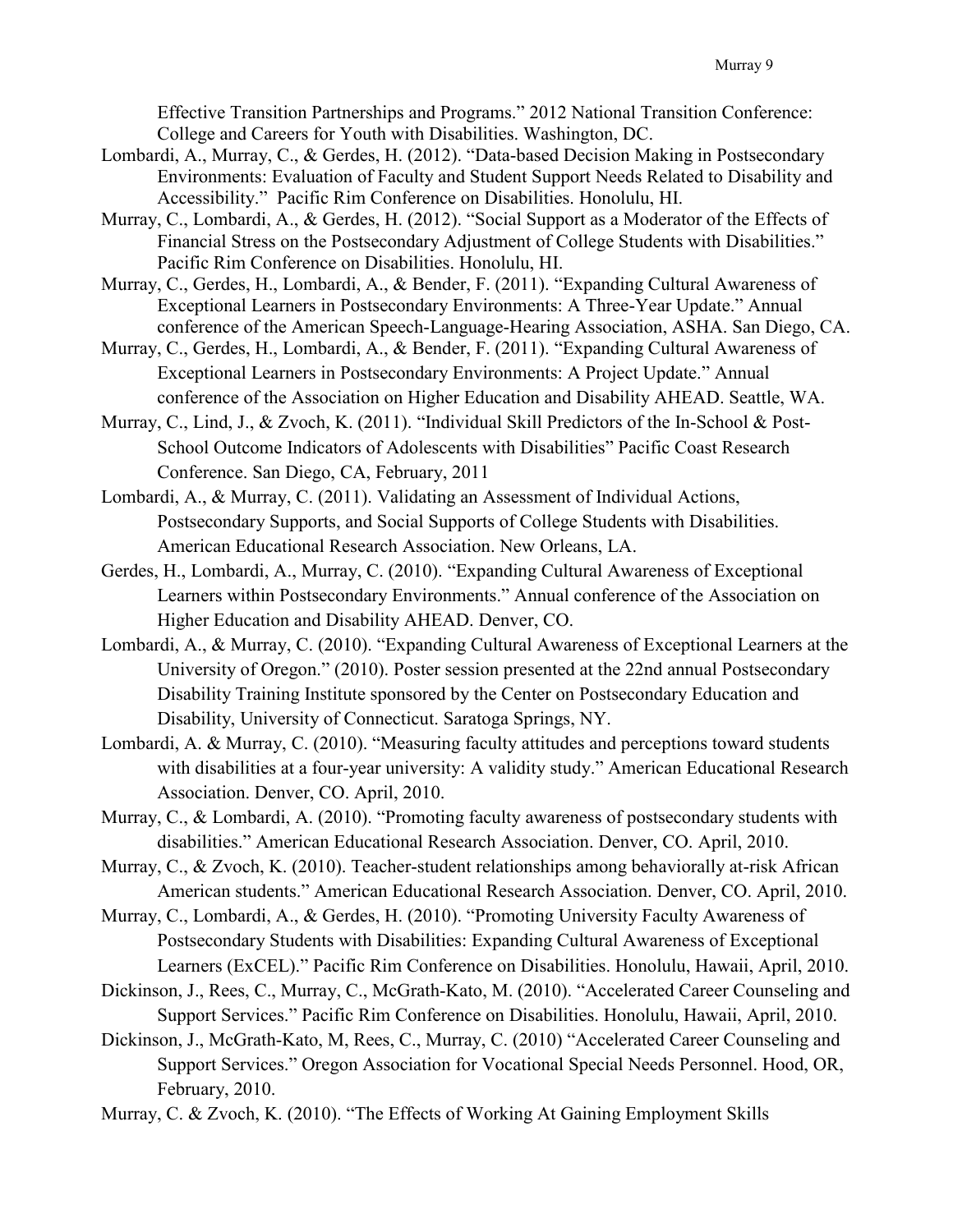Effective Transition Partnerships and Programs." 2012 National Transition Conference: College and Careers for Youth with Disabilities. Washington, DC.

Lombardi, A., Murray, C., & Gerdes, H. (2012). "Data-based Decision Making in Postsecondary Environments: Evaluation of Faculty and Student Support Needs Related to Disability and Accessibility." Pacific Rim Conference on Disabilities. Honolulu, HI.

Murray, C., Lombardi, A., & Gerdes, H. (2012). "Social Support as a Moderator of the Effects of Financial Stress on the Postsecondary Adjustment of College Students with Disabilities." Pacific Rim Conference on Disabilities. Honolulu, HI.

Murray, C., Gerdes, H., Lombardi, A., & Bender, F. (2011). "Expanding Cultural Awareness of Exceptional Learners in Postsecondary Environments: A Three-Year Update." Annual conference of the American Speech-Language-Hearing Association, ASHA. San Diego, CA.

Murray, C., Gerdes, H., Lombardi, A., & Bender, F. (2011). "Expanding Cultural Awareness of Exceptional Learners in Postsecondary Environments: A Project Update." Annual conference of the Association on Higher Education and Disability AHEAD. Seattle, WA.

Murray, C., Lind, J., & Zvoch, K. (2011). "Individual Skill Predictors of the In-School & Post-School Outcome Indicators of Adolescents with Disabilities" Pacific Coast Research Conference. San Diego, CA, February, 2011

Lombardi, A., & Murray, C. (2011). Validating an Assessment of Individual Actions, Postsecondary Supports, and Social Supports of College Students with Disabilities. American Educational Research Association. New Orleans, LA.

Gerdes, H., Lombardi, A., Murray, C. (2010). "Expanding Cultural Awareness of Exceptional Learners within Postsecondary Environments." Annual conference of the Association on Higher Education and Disability AHEAD. Denver, CO.

Lombardi, A., & Murray, C. (2010). "Expanding Cultural Awareness of Exceptional Learners at the University of Oregon." (2010). Poster session presented at the 22nd annual Postsecondary Disability Training Institute sponsored by the Center on Postsecondary Education and Disability, University of Connecticut. Saratoga Springs, NY.

Lombardi, A. & Murray, C. (2010). "Measuring faculty attitudes and perceptions toward students with disabilities at a four-year university: A validity study." American Educational Research Association. Denver, CO. April, 2010.

Murray, C., & Lombardi, A. (2010). "Promoting faculty awareness of postsecondary students with disabilities." American Educational Research Association. Denver, CO. April, 2010.

Murray, C., & Zvoch, K. (2010). Teacher-student relationships among behaviorally at-risk African American students." American Educational Research Association. Denver, CO. April, 2010.

Murray, C., Lombardi, A., & Gerdes, H. (2010). "Promoting University Faculty Awareness of Postsecondary Students with Disabilities: Expanding Cultural Awareness of Exceptional Learners (ExCEL)." Pacific Rim Conference on Disabilities. Honolulu, Hawaii, April, 2010.

Dickinson, J., Rees, C., Murray, C., McGrath-Kato, M. (2010). "Accelerated Career Counseling and Support Services." Pacific Rim Conference on Disabilities. Honolulu, Hawaii, April, 2010.

Dickinson, J., McGrath-Kato, M, Rees, C., Murray, C. (2010) "Accelerated Career Counseling and Support Services." Oregon Association for Vocational Special Needs Personnel. Hood, OR, February, 2010.

Murray, C. & Zvoch, K. (2010). "The Effects of Working At Gaining Employment Skills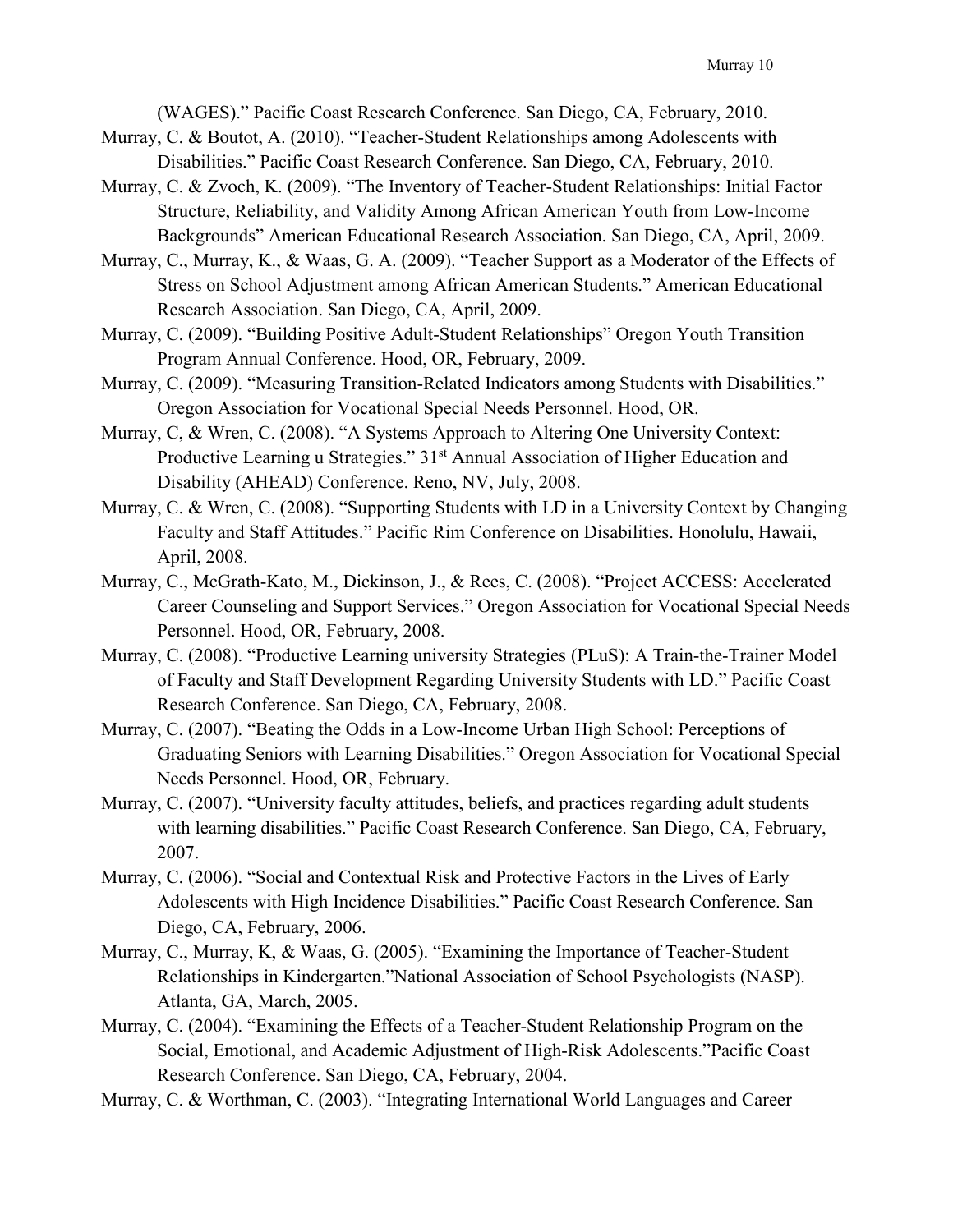(WAGES)." Pacific Coast Research Conference. San Diego, CA, February, 2010.

Murray, C. & Boutot, A. (2010). "Teacher-Student Relationships among Adolescents with Disabilities." Pacific Coast Research Conference. San Diego, CA, February, 2010.

Murray, C. & Zvoch, K. (2009). "The Inventory of Teacher-Student Relationships: Initial Factor Structure, Reliability, and Validity Among African American Youth from Low-Income Backgrounds" American Educational Research Association. San Diego, CA, April, 2009.

Murray, C., Murray, K., & Waas, G. A. (2009). "Teacher Support as a Moderator of the Effects of Stress on School Adjustment among African American Students." American Educational Research Association. San Diego, CA, April, 2009.

Murray, C. (2009). "Building Positive Adult-Student Relationships" Oregon Youth Transition Program Annual Conference. Hood, OR, February, 2009.

Murray, C. (2009). "Measuring Transition-Related Indicators among Students with Disabilities." Oregon Association for Vocational Special Needs Personnel. Hood, OR.

Murray, C, & Wren, C. (2008). "A Systems Approach to Altering One University Context: Productive Learning u Strategies." 31st Annual Association of Higher Education and Disability (AHEAD) Conference. Reno, NV, July, 2008.

Murray, C. & Wren, C. (2008). "Supporting Students with LD in a University Context by Changing Faculty and Staff Attitudes." Pacific Rim Conference on Disabilities. Honolulu, Hawaii, April, 2008.

Murray, C., McGrath-Kato, M., Dickinson, J., & Rees, C. (2008). "Project ACCESS: Accelerated Career Counseling and Support Services." Oregon Association for Vocational Special Needs Personnel. Hood, OR, February, 2008.

Murray, C. (2008). "Productive Learning university Strategies (PLuS): A Train-the-Trainer Model of Faculty and Staff Development Regarding University Students with LD." Pacific Coast Research Conference. San Diego, CA, February, 2008.

Murray, C. (2007). "Beating the Odds in a Low-Income Urban High School: Perceptions of Graduating Seniors with Learning Disabilities." Oregon Association for Vocational Special Needs Personnel. Hood, OR, February.

Murray, C. (2007). "University faculty attitudes, beliefs, and practices regarding adult students with learning disabilities." Pacific Coast Research Conference. San Diego, CA, February, 2007.

Murray, C. (2006). "Social and Contextual Risk and Protective Factors in the Lives of Early Adolescents with High Incidence Disabilities." Pacific Coast Research Conference. San Diego, CA, February, 2006.

Murray, C., Murray, K, & Waas, G. (2005). "Examining the Importance of Teacher-Student Relationships in Kindergarten."National Association of School Psychologists (NASP). Atlanta, GA, March, 2005.

Murray, C. (2004). "Examining the Effects of a Teacher-Student Relationship Program on the Social, Emotional, and Academic Adjustment of High-Risk Adolescents."Pacific Coast Research Conference. San Diego, CA, February, 2004.

Murray, C. & Worthman, C. (2003). "Integrating International World Languages and Career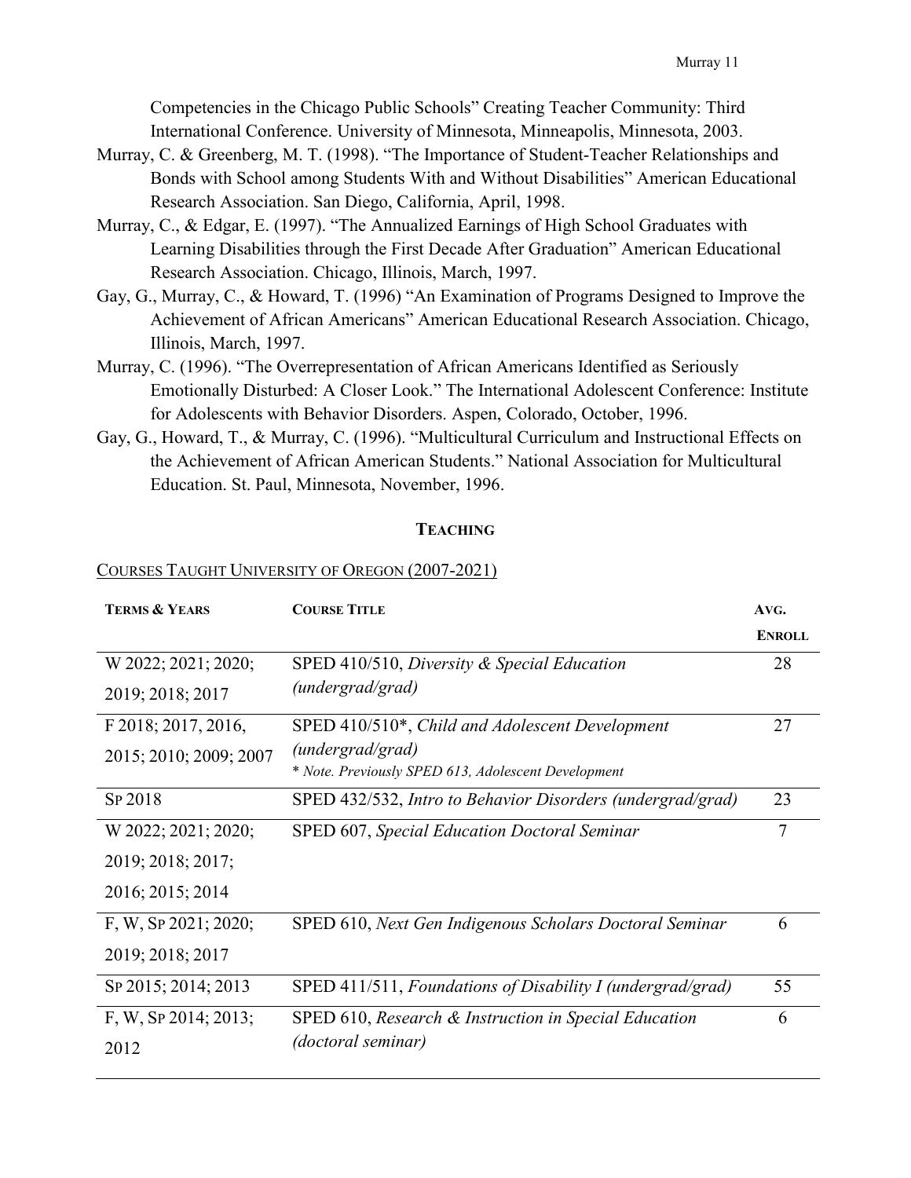Competencies in the Chicago Public Schools" Creating Teacher Community: Third International Conference. University of Minnesota, Minneapolis, Minnesota, 2003.

Murray, C. & Greenberg, M. T. (1998). "The Importance of Student-Teacher Relationships and Bonds with School among Students With and Without Disabilities" American Educational Research Association. San Diego, California, April, 1998.

Murray, C., & Edgar, E. (1997). "The Annualized Earnings of High School Graduates with Learning Disabilities through the First Decade After Graduation" American Educational Research Association. Chicago, Illinois, March, 1997.

Gay, G., Murray, C., & Howard, T. (1996) "An Examination of Programs Designed to Improve the Achievement of African Americans" American Educational Research Association. Chicago, Illinois, March, 1997.

Murray, C. (1996). "The Overrepresentation of African Americans Identified as Seriously Emotionally Disturbed: A Closer Look." The International Adolescent Conference: Institute for Adolescents with Behavior Disorders. Aspen, Colorado, October, 1996.

Gay, G., Howard, T., & Murray, C. (1996). "Multicultural Curriculum and Instructional Effects on the Achievement of African American Students." National Association for Multicultural Education. St. Paul, Minnesota, November, 1996.

## TEACHING

COURSES TAUGHT UNIVERSITY OF OREGON (2007-2021)

| TERMS & YEARS | COURSE TITLE | AVG. ENROLL |
|---|---|---|
| W 2022; 2021; 2020; 2019; 2018; 2017 | SPED 410/510, *Diversity & Special Education (undergrad/grad)* | 28 |
| F 2018; 2017, 2016, 2015; 2010; 2009; 2007 | SPED 410/510\*, *Child and Adolescent Development (undergrad/grad)* <br> \* *Note. Previously SPED 613, Adolescent Development* | 27 |
| SP 2018 | SPED 432/532, *Intro to Behavior Disorders (undergrad/grad)* | 23 |
| W 2022; 2021; 2020; 2019; 2018; 2017; 2016; 2015; 2014 | SPED 607, *Special Education Doctoral Seminar* | 7 |
| F, W, SP 2021; 2020; 2019; 2018; 2017 | SPED 610, *Next Gen Indigenous Scholars Doctoral Seminar* | 6 |
| SP 2015; 2014; 2013 | SPED 411/511, *Foundations of Disability I (undergrad/grad)* | 55 |
| F, W, SP 2014; 2013; 2012 | SPED 610, *Research & Instruction in Special Education (doctoral seminar)* | 6 |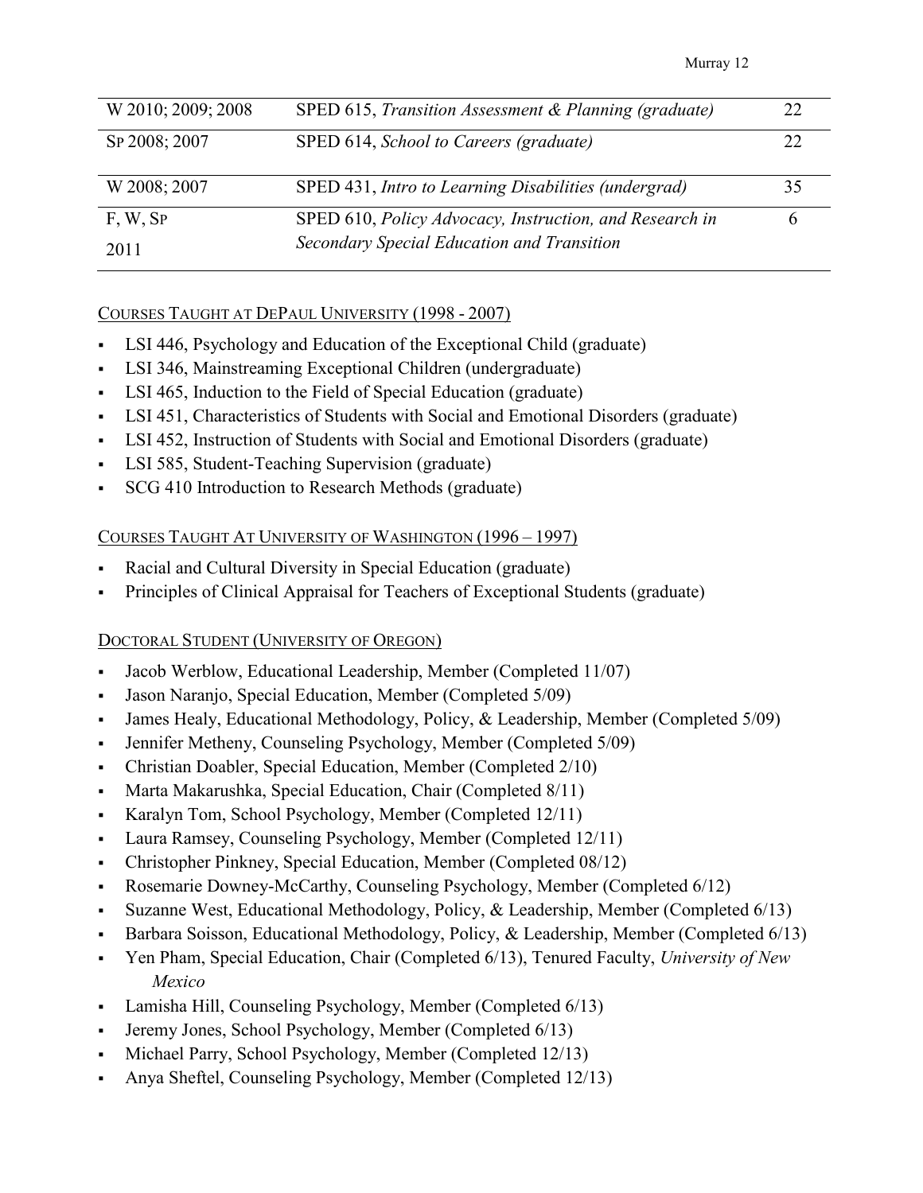| | | |
|---|---|---|
| W 2010; 2009; 2008 | SPED 615, *Transition Assessment & Planning (graduate)* | 22 |
| SP 2008; 2007 | SPED 614, *School to Careers (graduate)* | 22 |
| W 2008; 2007 | SPED 431, *Intro to Learning Disabilities (undergrad)* | 35 |
| F, W, SP 2011 | SPED 610, *Policy Advocacy, Instruction, and Research in Secondary Special Education and Transition* | 6 |

COURSES TAUGHT AT DEPAUL UNIVERSITY (1998 - 2007)

- LSI 446, Psychology and Education of the Exceptional Child (graduate)
- LSI 346, Mainstreaming Exceptional Children (undergraduate)
- LSI 465, Induction to the Field of Special Education (graduate)
- LSI 451, Characteristics of Students with Social and Emotional Disorders (graduate)
- LSI 452, Instruction of Students with Social and Emotional Disorders (graduate)
- LSI 585, Student-Teaching Supervision (graduate)
- SCG 410 Introduction to Research Methods (graduate)

COURSES TAUGHT AT UNIVERSITY OF WASHINGTON (1996 – 1997)

- Racial and Cultural Diversity in Special Education (graduate)
- Principles of Clinical Appraisal for Teachers of Exceptional Students (graduate)

DOCTORAL STUDENT (UNIVERSITY OF OREGON)

- Jacob Werblow, Educational Leadership, Member (Completed 11/07)
- Jason Naranjo, Special Education, Member (Completed 5/09)
- James Healy, Educational Methodology, Policy, & Leadership, Member (Completed 5/09)
- Jennifer Metheny, Counseling Psychology, Member (Completed 5/09)
- Christian Doabler, Special Education, Member (Completed 2/10)
- Marta Makarushka, Special Education, Chair (Completed 8/11)
- Karalyn Tom, School Psychology, Member (Completed 12/11)
- Laura Ramsey, Counseling Psychology, Member (Completed 12/11)
- Christopher Pinkney, Special Education, Member (Completed 08/12)
- Rosemarie Downey-McCarthy, Counseling Psychology, Member (Completed 6/12)
- Suzanne West, Educational Methodology, Policy, & Leadership, Member (Completed 6/13)
- Barbara Soisson, Educational Methodology, Policy, & Leadership, Member (Completed 6/13)
- Yen Pham, Special Education, Chair (Completed 6/13), Tenured Faculty, *University of New Mexico*
- Lamisha Hill, Counseling Psychology, Member (Completed 6/13)
- Jeremy Jones, School Psychology, Member (Completed 6/13)
- Michael Parry, School Psychology, Member (Completed 12/13)
- Anya Sheftel, Counseling Psychology, Member (Completed 12/13)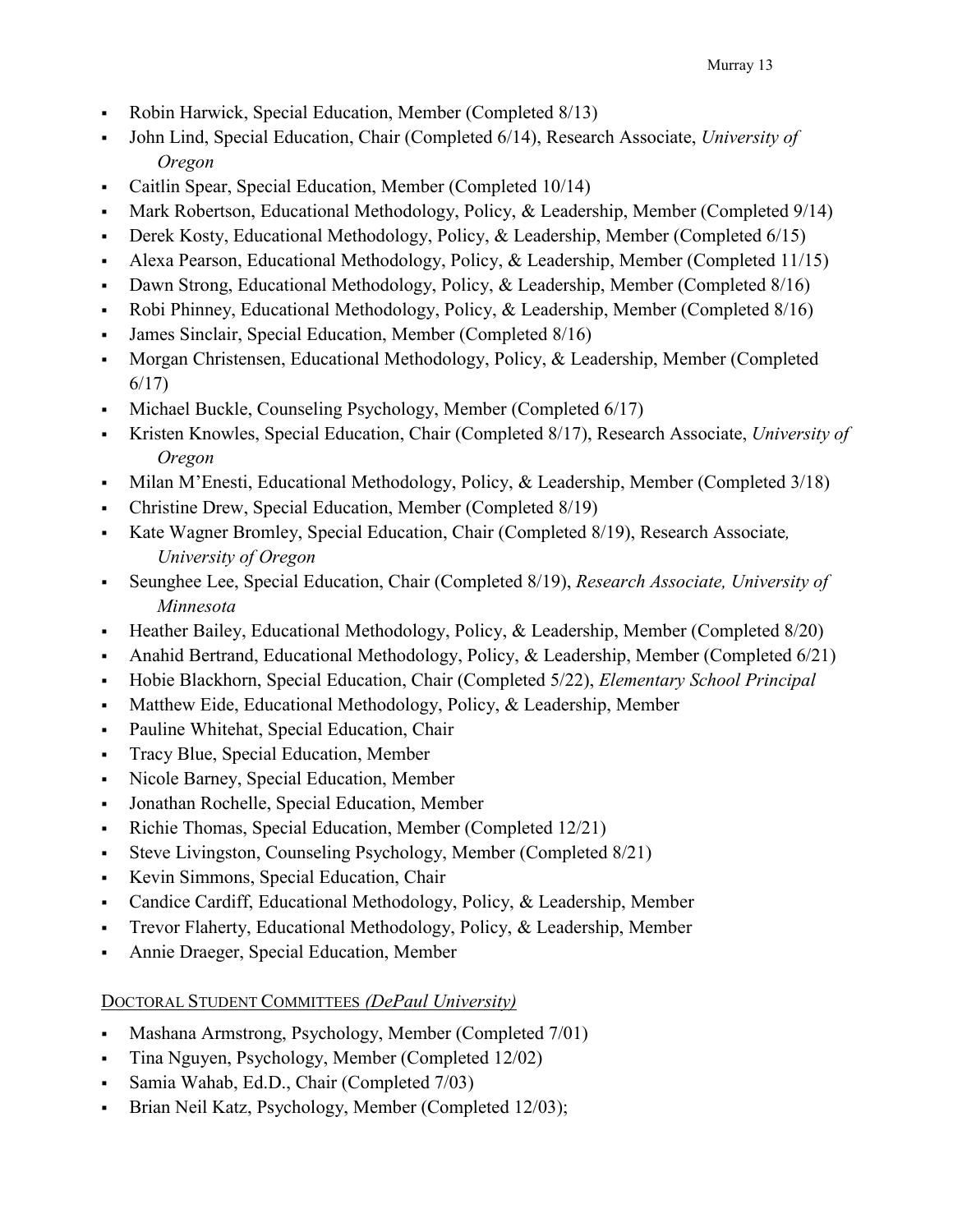- Robin Harwick, Special Education, Member (Completed 8/13)
- John Lind, Special Education, Chair (Completed 6/14), Research Associate, *University of Oregon*
- Caitlin Spear, Special Education, Member (Completed 10/14)
- Mark Robertson, Educational Methodology, Policy, & Leadership, Member (Completed 9/14)
- Derek Kosty, Educational Methodology, Policy, & Leadership, Member (Completed 6/15)
- Alexa Pearson, Educational Methodology, Policy, & Leadership, Member (Completed 11/15)
- Dawn Strong, Educational Methodology, Policy, & Leadership, Member (Completed 8/16)
- Robi Phinney, Educational Methodology, Policy, & Leadership, Member (Completed 8/16)
- James Sinclair, Special Education, Member (Completed 8/16)
- Morgan Christensen, Educational Methodology, Policy, & Leadership, Member (Completed 6/17)
- Michael Buckle, Counseling Psychology, Member (Completed 6/17)
- Kristen Knowles, Special Education, Chair (Completed 8/17), Research Associate, *University of Oregon*
- Milan M'Enesti, Educational Methodology, Policy, & Leadership, Member (Completed 3/18)
- Christine Drew, Special Education, Member (Completed 8/19)
- Kate Wagner Bromley, Special Education, Chair (Completed 8/19), Research Associate, *University of Oregon*
- Seunghee Lee, Special Education, Chair (Completed 8/19), *Research Associate, University of Minnesota*
- Heather Bailey, Educational Methodology, Policy, & Leadership, Member (Completed 8/20)
- Anahid Bertrand, Educational Methodology, Policy, & Leadership, Member (Completed 6/21)
- Hobie Blackhorn, Special Education, Chair (Completed 5/22), *Elementary School Principal*
- Matthew Eide, Educational Methodology, Policy, & Leadership, Member
- Pauline Whitehat, Special Education, Chair
- Tracy Blue, Special Education, Member
- Nicole Barney, Special Education, Member
- Jonathan Rochelle, Special Education, Member
- Richie Thomas, Special Education, Member (Completed 12/21)
- Steve Livingston, Counseling Psychology, Member (Completed 8/21)
- Kevin Simmons, Special Education, Chair
- Candice Cardiff, Educational Methodology, Policy, & Leadership, Member
- Trevor Flaherty, Educational Methodology, Policy, & Leadership, Member
- Annie Draeger, Special Education, Member

### Doctoral Student Committees *(DePaul University)*

- Mashana Armstrong, Psychology, Member (Completed 7/01)
- Tina Nguyen, Psychology, Member (Completed 12/02)
- Samia Wahab, Ed.D., Chair (Completed 7/03)
- Brian Neil Katz, Psychology, Member (Completed 12/03);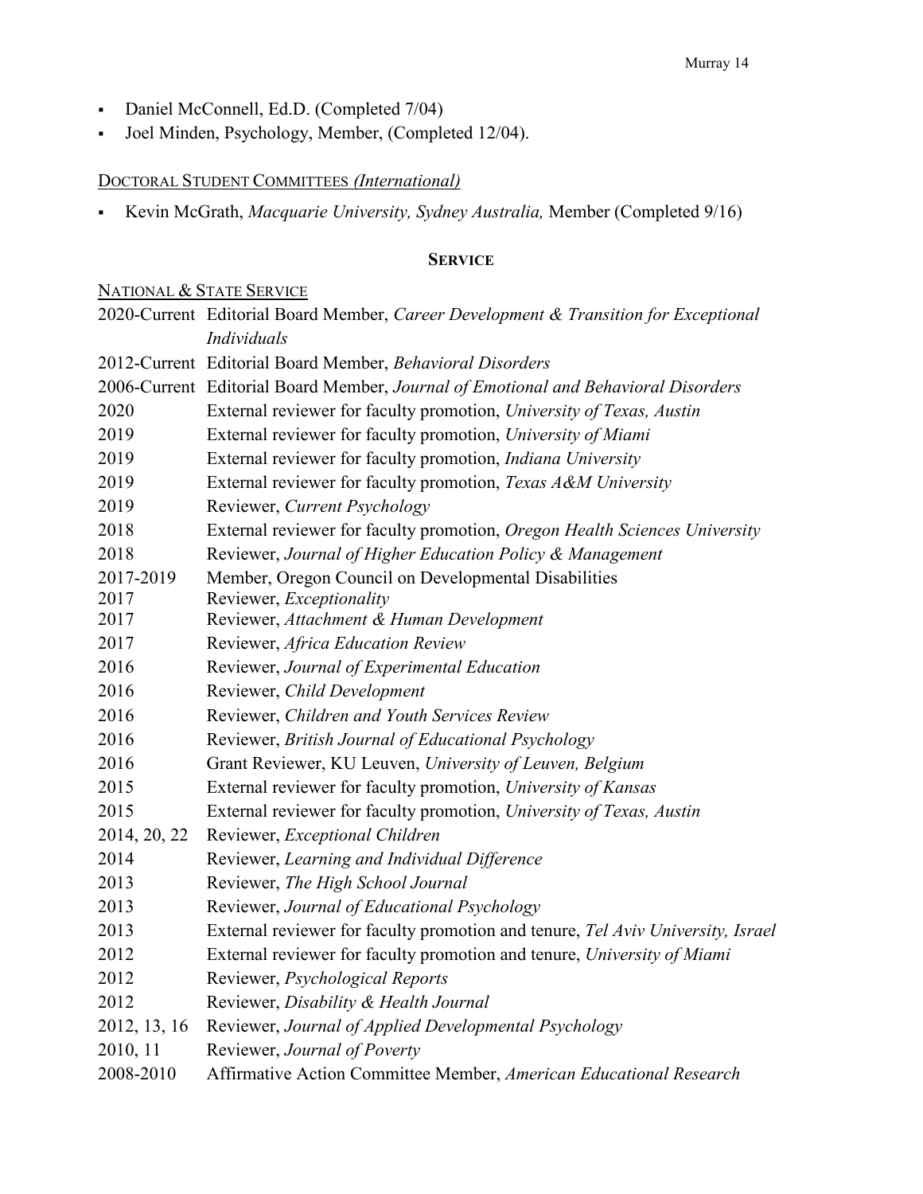- Daniel McConnell, Ed.D. (Completed 7/04)
- Joel Minden, Psychology, Member, (Completed 12/04).

DOCTORAL STUDENT COMMITTEES *(International)*

- Kevin McGrath, *Macquarie University, Sydney Australia,* Member (Completed 9/16)

## SERVICE

NATIONAL & STATE SERVICE

2020-Current Editorial Board Member, *Career Development & Transition for Exceptional Individuals*
2012-Current Editorial Board Member, *Behavioral Disorders*
2006-Current Editorial Board Member, *Journal of Emotional and Behavioral Disorders*
2020 External reviewer for faculty promotion, *University of Texas, Austin*
2019 External reviewer for faculty promotion, *University of Miami*
2019 External reviewer for faculty promotion, *Indiana University*
2019 External reviewer for faculty promotion, *Texas A&M University*
2019 Reviewer, *Current Psychology*
2018 External reviewer for faculty promotion, *Oregon Health Sciences University*
2018 Reviewer, *Journal of Higher Education Policy & Management*
2017-2019 Member, Oregon Council on Developmental Disabilities
2017 Reviewer, *Exceptionality*
2017 Reviewer, *Attachment & Human Development*
2017 Reviewer, *Africa Education Review*
2016 Reviewer, *Journal of Experimental Education*
2016 Reviewer, *Child Development*
2016 Reviewer, *Children and Youth Services Review*
2016 Reviewer, *British Journal of Educational Psychology*
2016 Grant Reviewer, KU Leuven, *University of Leuven, Belgium*
2015 External reviewer for faculty promotion, *University of Kansas*
2015 External reviewer for faculty promotion, *University of Texas, Austin*
2014, 20, 22 Reviewer, *Exceptional Children*
2014 Reviewer, *Learning and Individual Difference*
2013 Reviewer, *The High School Journal*
2013 Reviewer, *Journal of Educational Psychology*
2013 External reviewer for faculty promotion and tenure, *Tel Aviv University, Israel*
2012 External reviewer for faculty promotion and tenure, *University of Miami*
2012 Reviewer, *Psychological Reports*
2012 Reviewer, *Disability & Health Journal*
2012, 13, 16 Reviewer, *Journal of Applied Developmental Psychology*
2010, 11 Reviewer, *Journal of Poverty*
2008-2010 Affirmative Action Committee Member, *American Educational Research*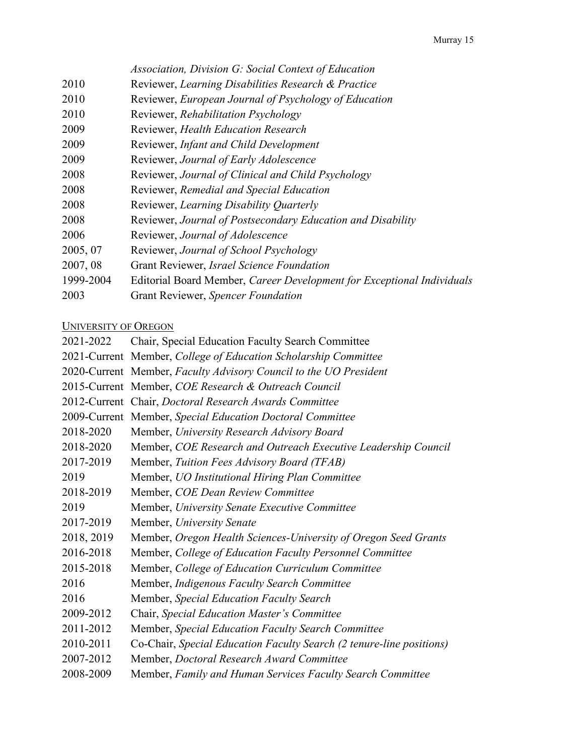*Association, Division G: Social Context of Education*

2010 Reviewer, *Learning Disabilities Research & Practice*
2010 Reviewer, *European Journal of Psychology of Education*
2010 Reviewer, *Rehabilitation Psychology*
2009 Reviewer, *Health Education Research*
2009 Reviewer, *Infant and Child Development*
2009 Reviewer, *Journal of Early Adolescence*
2008 Reviewer, *Journal of Clinical and Child Psychology*
2008 Reviewer, *Remedial and Special Education*
2008 Reviewer, *Learning Disability Quarterly*
2008 Reviewer, *Journal of Postsecondary Education and Disability*
2006 Reviewer, *Journal of Adolescence*
2005, 07 Reviewer, *Journal of School Psychology*
2007, 08 Grant Reviewer, *Israel Science Foundation*
1999-2004 Editorial Board Member, *Career Development for Exceptional Individuals*
2003 Grant Reviewer, *Spencer Foundation*

UNIVERSITY OF OREGON

2021-2022 Chair, Special Education Faculty Search Committee
2021-Current Member, *College of Education Scholarship Committee*
2020-Current Member, *Faculty Advisory Council to the UO President*
2015-Current Member, *COE Research & Outreach Council*
2012-Current Chair, *Doctoral Research Awards Committee*
2009-Current Member, *Special Education Doctoral Committee*
2018-2020 Member, *University Research Advisory Board*
2018-2020 Member, *COE Research and Outreach Executive Leadership Council*
2017-2019 Member, *Tuition Fees Advisory Board (TFAB)*
2019 Member, *UO Institutional Hiring Plan Committee*
2018-2019 Member, *COE Dean Review Committee*
2019 Member, *University Senate Executive Committee*
2017-2019 Member, *University Senate*
2018, 2019 Member, *Oregon Health Sciences-University of Oregon Seed Grants*
2016-2018 Member, *College of Education Faculty Personnel Committee*
2015-2018 Member, *College of Education Curriculum Committee*
2016 Member, *Indigenous Faculty Search Committee*
2016 Member, *Special Education Faculty Search*
2009-2012 Chair, *Special Education Master's Committee*
2011-2012 Member, *Special Education Faculty Search Committee*
2010-2011 Co-Chair, *Special Education Faculty Search (2 tenure-line positions)*
2007-2012 Member, *Doctoral Research Award Committee*
2008-2009 Member, *Family and Human Services Faculty Search Committee*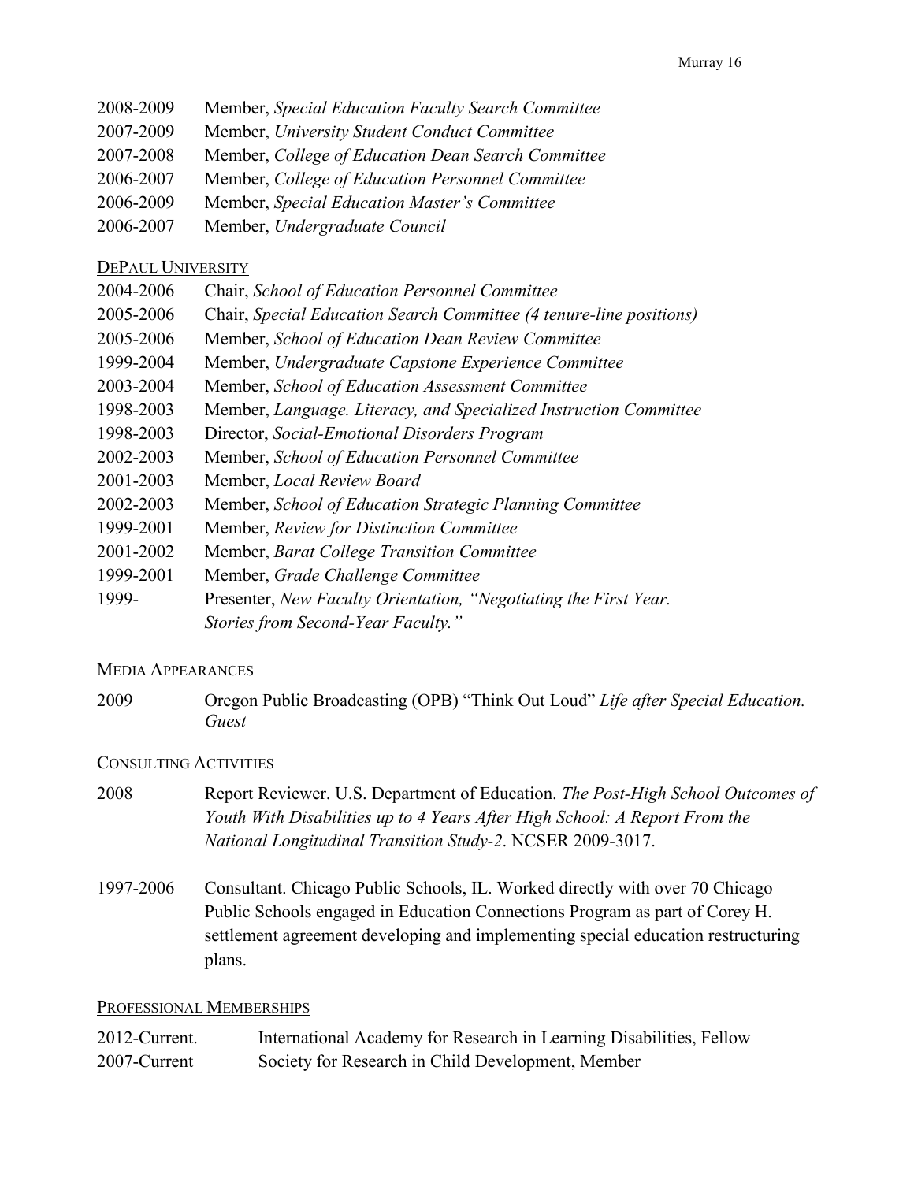2008-2009 Member, *Special Education Faculty Search Committee*
2007-2009 Member, *University Student Conduct Committee*
2007-2008 Member, *College of Education Dean Search Committee*
2006-2007 Member, *College of Education Personnel Committee*
2006-2009 Member, *Special Education Master's Committee*
2006-2007 Member, *Undergraduate Council*

DEPAUL UNIVERSITY

2004-2006 Chair, *School of Education Personnel Committee*
2005-2006 Chair, *Special Education Search Committee (4 tenure-line positions)*
2005-2006 Member, *School of Education Dean Review Committee*
1999-2004 Member, *Undergraduate Capstone Experience Committee*
2003-2004 Member, *School of Education Assessment Committee*
1998-2003 Member, *Language. Literacy, and Specialized Instruction Committee*
1998-2003 Director, *Social-Emotional Disorders Program*
2002-2003 Member, *School of Education Personnel Committee*
2001-2003 Member, *Local Review Board*
2002-2003 Member, *School of Education Strategic Planning Committee*
1999-2001 Member, *Review for Distinction Committee*
2001-2002 Member, *Barat College Transition Committee*
1999-2001 Member, *Grade Challenge Committee*
1999- Presenter, *New Faculty Orientation, "Negotiating the First Year. Stories from Second-Year Faculty."*

MEDIA APPEARANCES

2009 Oregon Public Broadcasting (OPB) "Think Out Loud" *Life after Special Education. Guest*

CONSULTING ACTIVITIES

2008 Report Reviewer. U.S. Department of Education. *The Post-High School Outcomes of Youth With Disabilities up to 4 Years After High School: A Report From the National Longitudinal Transition Study-2*. NCSER 2009-3017.

1997-2006 Consultant. Chicago Public Schools, IL. Worked directly with over 70 Chicago Public Schools engaged in Education Connections Program as part of Corey H. settlement agreement developing and implementing special education restructuring plans.

PROFESSIONAL MEMBERSHIPS

2012-Current. International Academy for Research in Learning Disabilities, Fellow
2007-Current Society for Research in Child Development, Member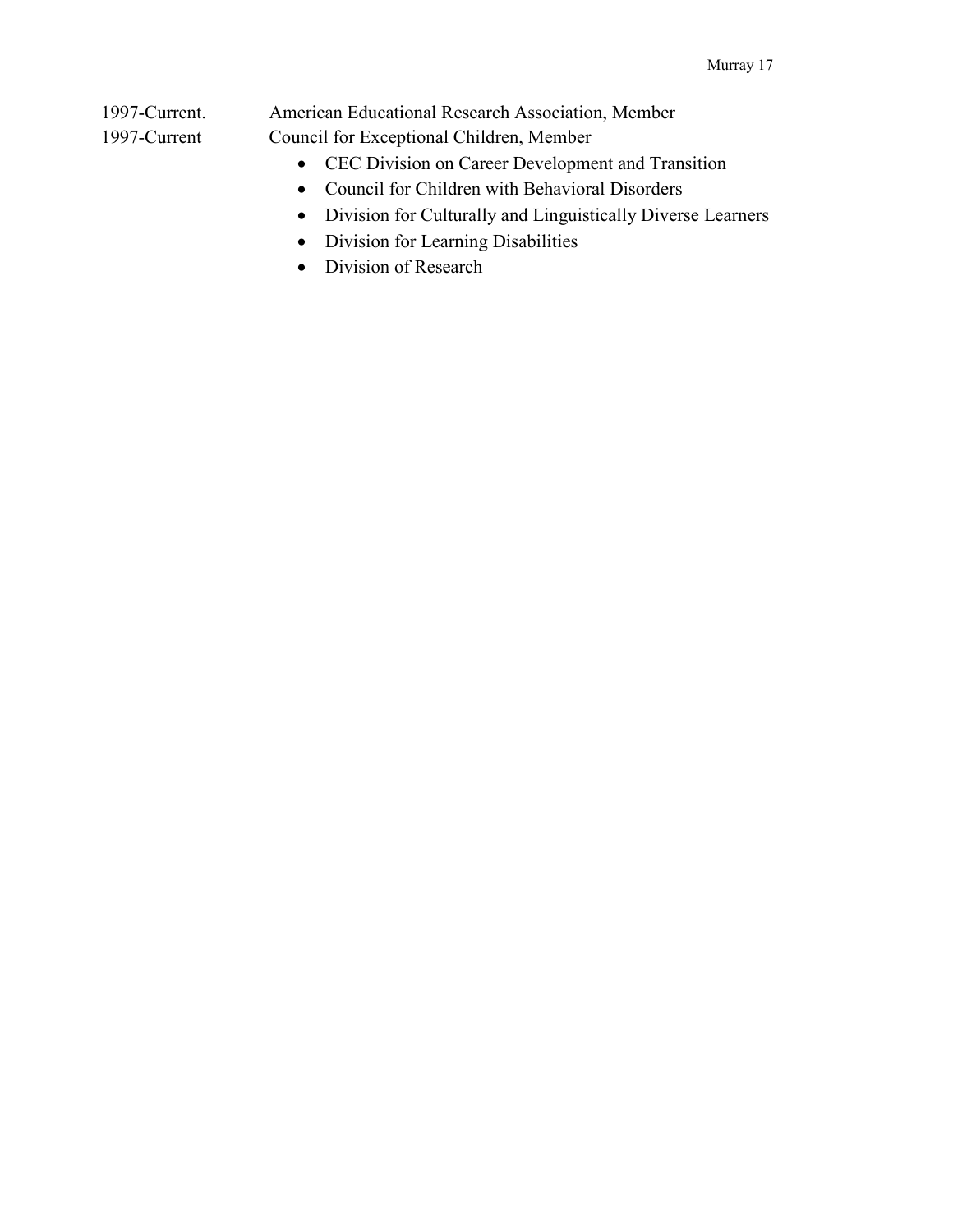1997-Current. American Educational Research Association, Member

1997-Current Council for Exceptional Children, Member

- CEC Division on Career Development and Transition
- Council for Children with Behavioral Disorders
- Division for Culturally and Linguistically Diverse Learners
- Division for Learning Disabilities
- Division of Research